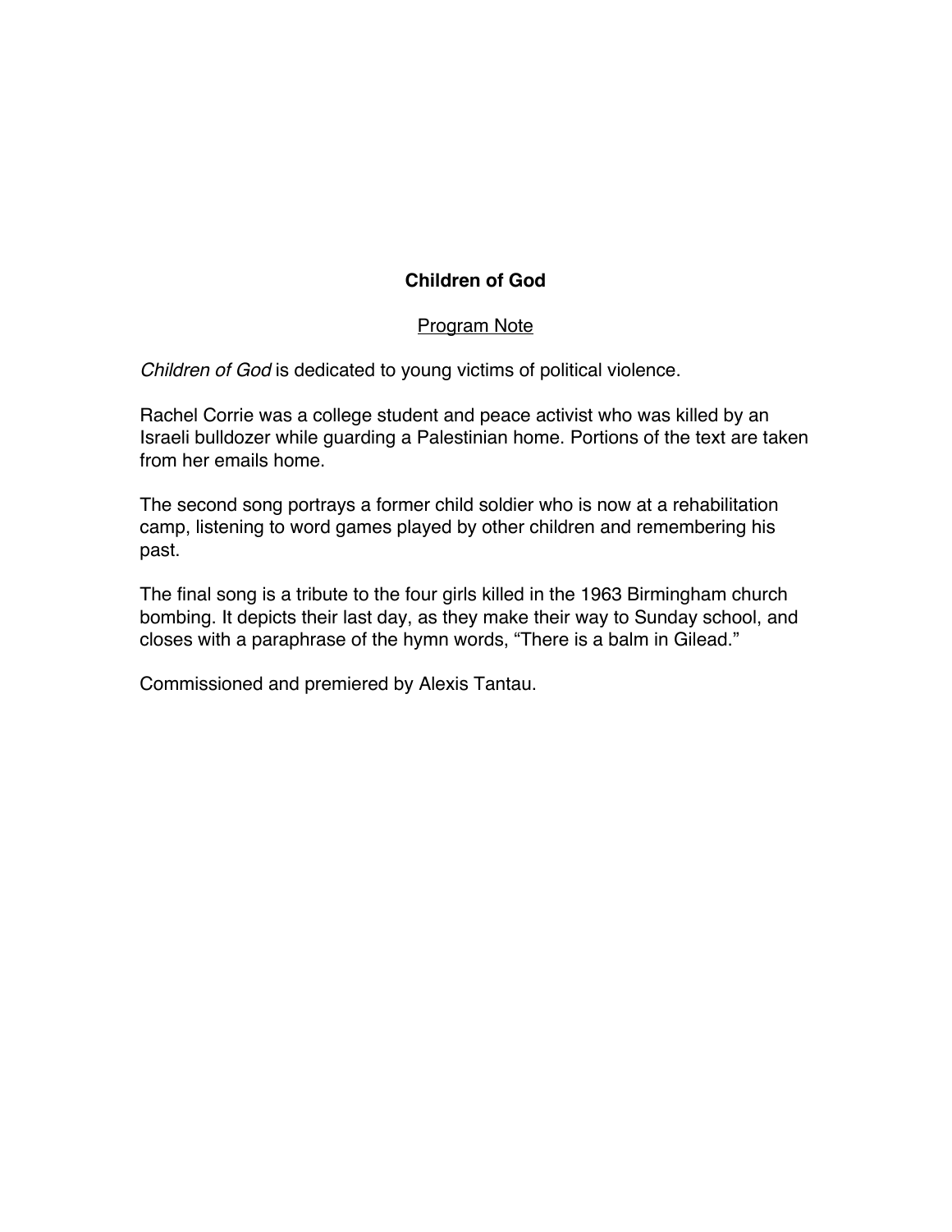## Children of God

<u>Program Note</u>

*Children of God* is dedicated to young victims of political violence.

Rachel Corrie was a college student and peace activist who was killed by an Israeli bulldozer while guarding a Palestinian home. Portions of the text are taken from her emails home.

The second song portrays a former child soldier who is now at a rehabilitation camp, listening to word games played by other children and remembering his past.

The final song is a tribute to the four girls killed in the 1963 Birmingham church bombing. It depicts their last day, as they make their way to Sunday school, and closes with a paraphrase of the hymn words, "There is a balm in Gilead."

Commissioned and premiered by Alexis Tantau.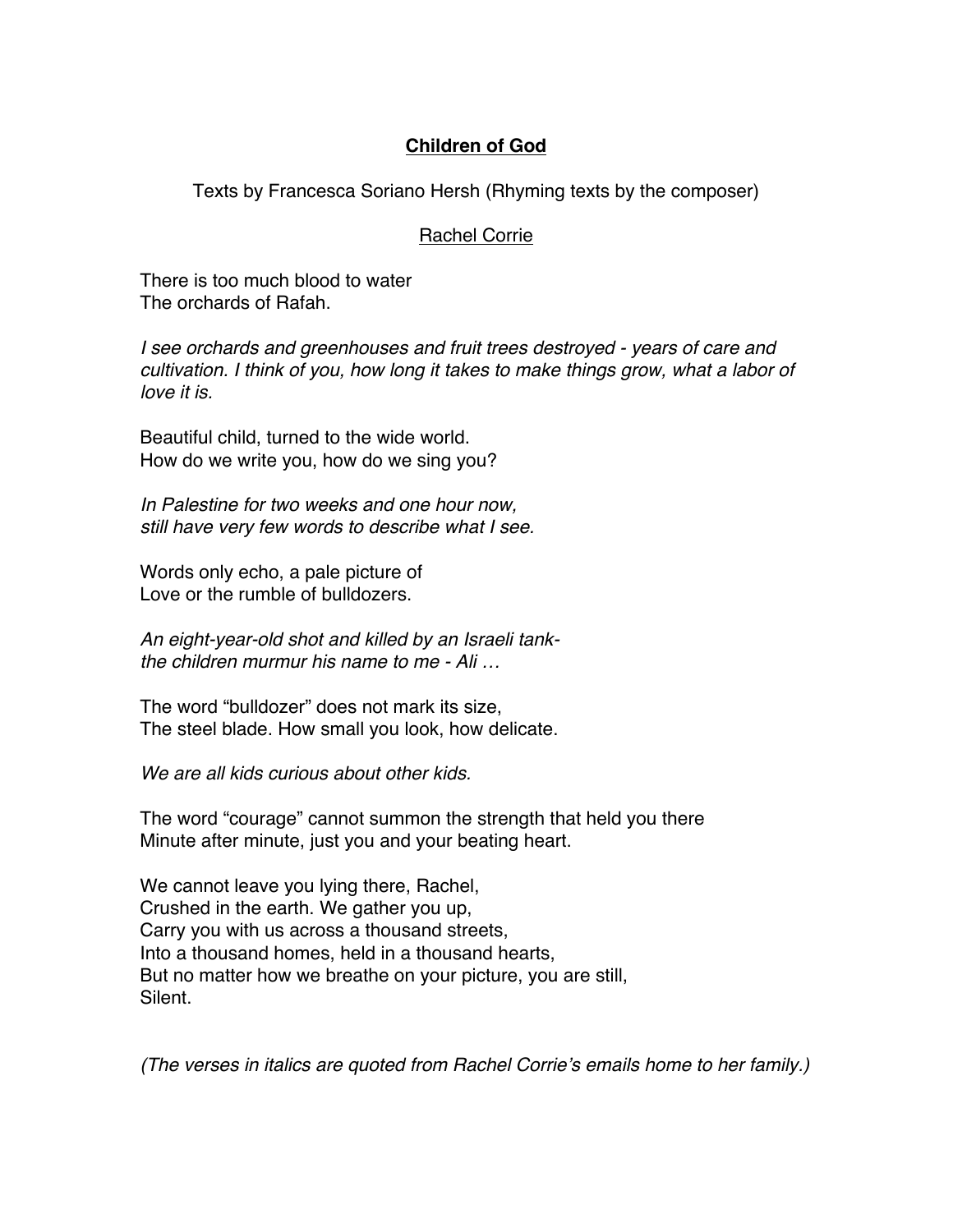# **Children of God**

Texts by Francesca Soriano Hersh (Rhyming texts by the composer)

## Rachel Corrie

There is too much blood to water
The orchards of Rafah.

*I see orchards and greenhouses and fruit trees destroyed - years of care and cultivation. I think of you, how long it takes to make things grow, what a labor of love it is.*

Beautiful child, turned to the wide world.
How do we write you, how do we sing you?

*In Palestine for two weeks and one hour now,*
*still have very few words to describe what I see.*

Words only echo, a pale picture of
Love or the rumble of bulldozers.

*An eight-year-old shot and killed by an Israeli tank-*
*the children murmur his name to me - Ali …*

The word “bulldozer” does not mark its size,
The steel blade. How small you look, how delicate.

*We are all kids curious about other kids.*

The word “courage” cannot summon the strength that held you there
Minute after minute, just you and your beating heart.

We cannot leave you lying there, Rachel,
Crushed in the earth. We gather you up,
Carry you with us across a thousand streets,
Into a thousand homes, held in a thousand hearts,
But no matter how we breathe on your picture, you are still,
Silent.

*(The verses in italics are quoted from Rachel Corrie’s emails home to her family.)*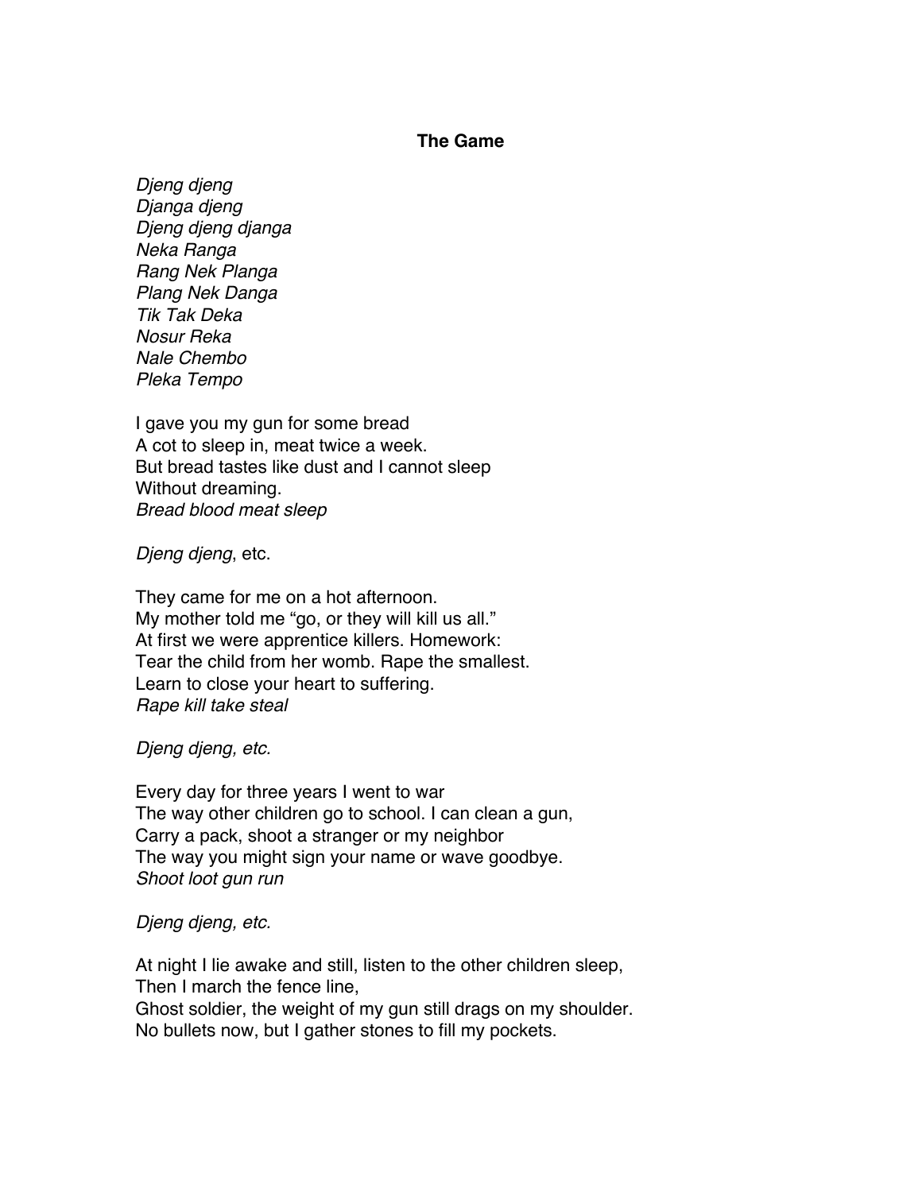**The Game**

*Djeng djeng*
*Djanga djeng*
*Djeng djeng djanga*
*Neka Ranga*
*Rang Nek Planga*
*Plang Nek Danga*
*Tik Tak Deka*
*Nosur Reka*
*Nale Chembo*
*Pleka Tempo*

I gave you my gun for some bread
A cot to sleep in, meat twice a week.
But bread tastes like dust and I cannot sleep
Without dreaming.
*Bread blood meat sleep*

*Djeng djeng*, etc.

They came for me on a hot afternoon.
My mother told me "go, or they will kill us all."
At first we were apprentice killers. Homework:
Tear the child from her womb. Rape the smallest.
Learn to close your heart to suffering.
*Rape kill take steal*

*Djeng djeng, etc.*

Every day for three years I went to war
The way other children go to school. I can clean a gun,
Carry a pack, shoot a stranger or my neighbor
The way you might sign your name or wave goodbye.
*Shoot loot gun run*

*Djeng djeng, etc.*

At night I lie awake and still, listen to the other children sleep,
Then I march the fence line,
Ghost soldier, the weight of my gun still drags on my shoulder.
No bullets now, but I gather stones to fill my pockets.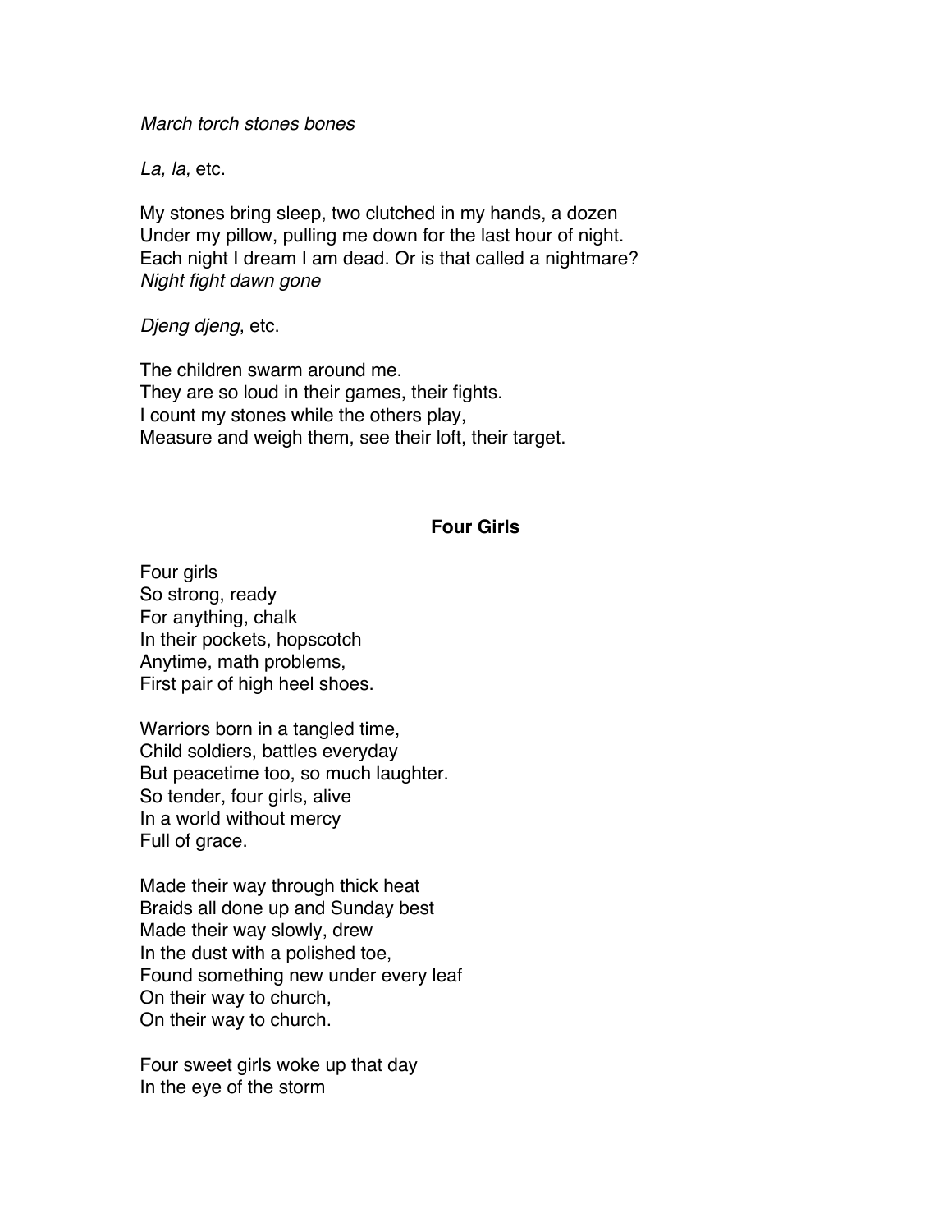*March torch stones bones*

*La, la,* etc.

My stones bring sleep, two clutched in my hands, a dozen
Under my pillow, pulling me down for the last hour of night.
Each night I dream I am dead. Or is that called a nightmare?
*Night fight dawn gone*

*Djeng djeng*, etc.

The children swarm around me.
They are so loud in their games, their fights.
I count my stones while the others play,
Measure and weigh them, see their loft, their target.

## Four Girls

Four girls
So strong, ready
For anything, chalk
In their pockets, hopscotch
Anytime, math problems,
First pair of high heel shoes.

Warriors born in a tangled time,
Child soldiers, battles everyday
But peacetime too, so much laughter.
So tender, four girls, alive
In a world without mercy
Full of grace.

Made their way through thick heat
Braids all done up and Sunday best
Made their way slowly, drew
In the dust with a polished toe,
Found something new under every leaf
On their way to church,
On their way to church.

Four sweet girls woke up that day
In the eye of the storm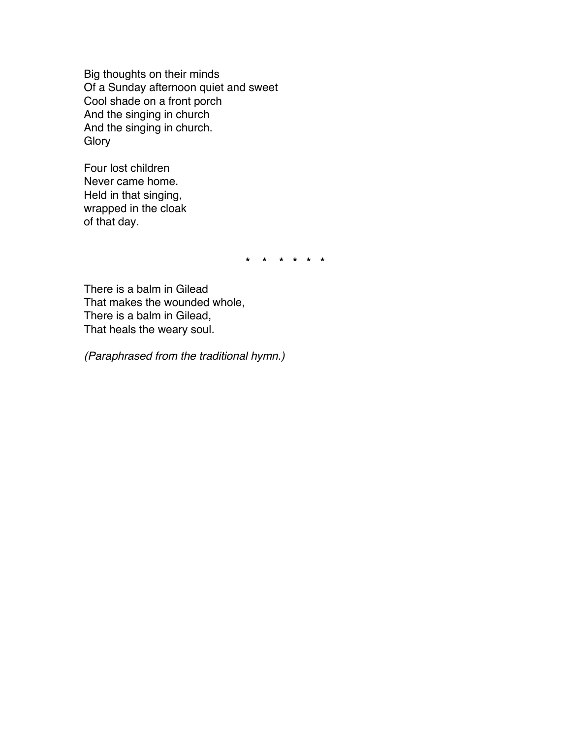Big thoughts on their minds  
Of a Sunday afternoon quiet and sweet  
Cool shade on a front porch  
And the singing in church  
And the singing in church.  
Glory

Four lost children  
Never came home.  
Held in that singing,  
wrapped in the cloak  
of that day.

\* \* \* \* \* \*

There is a balm in Gilead  
That makes the wounded whole,  
There is a balm in Gilead,  
That heals the weary soul.

*(Paraphrased from the traditional hymn.)*